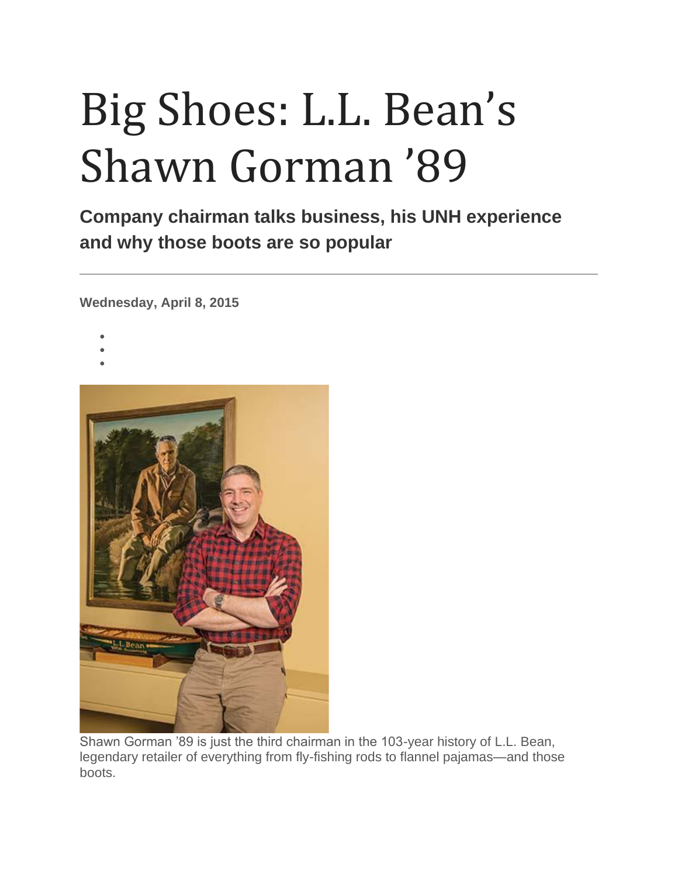# Big Shoes: L.L. Bean's Shawn Gorman '89

**Company chairman talks business, his UNH experience and why those boots are so popular**

---

**Wednesday, April 8, 2015**

Shawn Gorman '89 is just the third chairman in the 103-year history of L.L. Bean, legendary retailer of everything from fly-fishing rods to flannel pajamas—and those boots.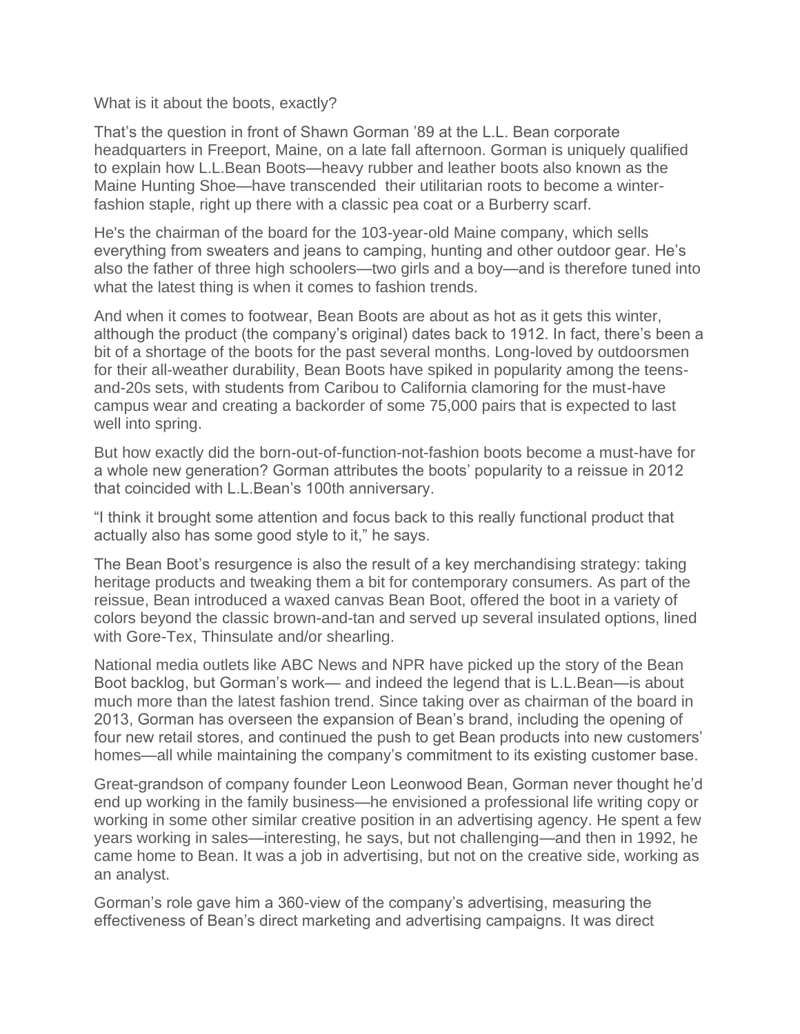What is it about the boots, exactly?

That's the question in front of Shawn Gorman '89 at the L.L. Bean corporate headquarters in Freeport, Maine, on a late fall afternoon. Gorman is uniquely qualified to explain how L.L.Bean Boots—heavy rubber and leather boots also known as the Maine Hunting Shoe—have transcended their utilitarian roots to become a winter-fashion staple, right up there with a classic pea coat or a Burberry scarf.

He's the chairman of the board for the 103-year-old Maine company, which sells everything from sweaters and jeans to camping, hunting and other outdoor gear. He's also the father of three high schoolers—two girls and a boy—and is therefore tuned into what the latest thing is when it comes to fashion trends.

And when it comes to footwear, Bean Boots are about as hot as it gets this winter, although the product (the company's original) dates back to 1912. In fact, there's been a bit of a shortage of the boots for the past several months. Long-loved by outdoorsmen for their all-weather durability, Bean Boots have spiked in popularity among the teens-and-20s sets, with students from Caribou to California clamoring for the must-have campus wear and creating a backorder of some 75,000 pairs that is expected to last well into spring.

But how exactly did the born-out-of-function-not-fashion boots become a must-have for a whole new generation? Gorman attributes the boots' popularity to a reissue in 2012 that coincided with L.L.Bean's 100th anniversary.

"I think it brought some attention and focus back to this really functional product that actually also has some good style to it," he says.

The Bean Boot's resurgence is also the result of a key merchandising strategy: taking heritage products and tweaking them a bit for contemporary consumers. As part of the reissue, Bean introduced a waxed canvas Bean Boot, offered the boot in a variety of colors beyond the classic brown-and-tan and served up several insulated options, lined with Gore-Tex, Thinsulate and/or shearling.

National media outlets like ABC News and NPR have picked up the story of the Bean Boot backlog, but Gorman's work— and indeed the legend that is L.L.Bean—is about much more than the latest fashion trend. Since taking over as chairman of the board in 2013, Gorman has overseen the expansion of Bean's brand, including the opening of four new retail stores, and continued the push to get Bean products into new customers' homes—all while maintaining the company's commitment to its existing customer base.

Great-grandson of company founder Leon Leonwood Bean, Gorman never thought he'd end up working in the family business—he envisioned a professional life writing copy or working in some other similar creative position in an advertising agency. He spent a few years working in sales—interesting, he says, but not challenging—and then in 1992, he came home to Bean. It was a job in advertising, but not on the creative side, working as an analyst.

Gorman's role gave him a 360-view of the company's advertising, measuring the effectiveness of Bean's direct marketing and advertising campaigns. It was direct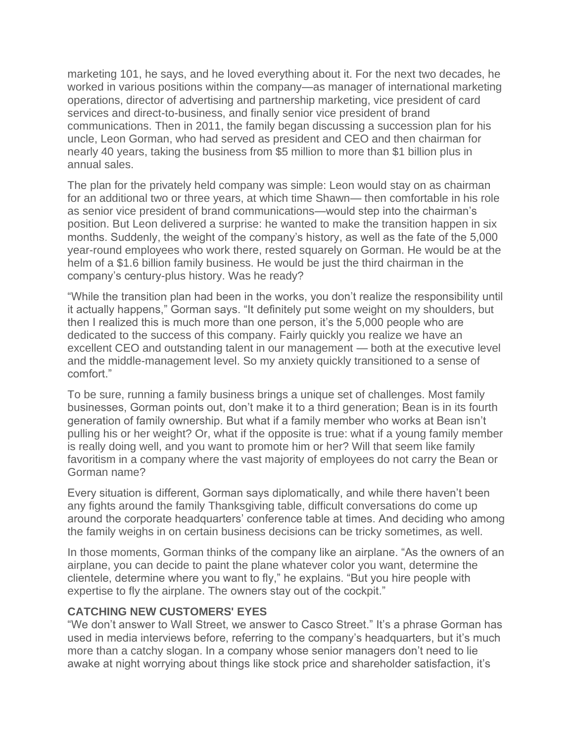marketing 101, he says, and he loved everything about it. For the next two decades, he worked in various positions within the company—as manager of international marketing operations, director of advertising and partnership marketing, vice president of card services and direct-to-business, and finally senior vice president of brand communications. Then in 2011, the family began discussing a succession plan for his uncle, Leon Gorman, who had served as president and CEO and then chairman for nearly 40 years, taking the business from $5 million to more than $1 billion plus in annual sales.

The plan for the privately held company was simple: Leon would stay on as chairman for an additional two or three years, at which time Shawn— then comfortable in his role as senior vice president of brand communications—would step into the chairman's position. But Leon delivered a surprise: he wanted to make the transition happen in six months. Suddenly, the weight of the company's history, as well as the fate of the 5,000 year-round employees who work there, rested squarely on Gorman. He would be at the helm of a $1.6 billion family business. He would be just the third chairman in the company's century-plus history. Was he ready?

"While the transition plan had been in the works, you don't realize the responsibility until it actually happens," Gorman says. "It definitely put some weight on my shoulders, but then I realized this is much more than one person, it's the 5,000 people who are dedicated to the success of this company. Fairly quickly you realize we have an excellent CEO and outstanding talent in our management — both at the executive level and the middle-management level. So my anxiety quickly transitioned to a sense of comfort."

To be sure, running a family business brings a unique set of challenges. Most family businesses, Gorman points out, don't make it to a third generation; Bean is in its fourth generation of family ownership. But what if a family member who works at Bean isn't pulling his or her weight? Or, what if the opposite is true: what if a young family member is really doing well, and you want to promote him or her? Will that seem like family favoritism in a company where the vast majority of employees do not carry the Bean or Gorman name?

Every situation is different, Gorman says diplomatically, and while there haven't been any fights around the family Thanksgiving table, difficult conversations do come up around the corporate headquarters' conference table at times. And deciding who among the family weighs in on certain business decisions can be tricky sometimes, as well.

In those moments, Gorman thinks of the company like an airplane. "As the owners of an airplane, you can decide to paint the plane whatever color you want, determine the clientele, determine where you want to fly," he explains. "But you hire people with expertise to fly the airplane. The owners stay out of the cockpit."

### CATCHING NEW CUSTOMERS' EYES

"We don't answer to Wall Street, we answer to Casco Street." It's a phrase Gorman has used in media interviews before, referring to the company's headquarters, but it's much more than a catchy slogan. In a company whose senior managers don't need to lie awake at night worrying about things like stock price and shareholder satisfaction, it's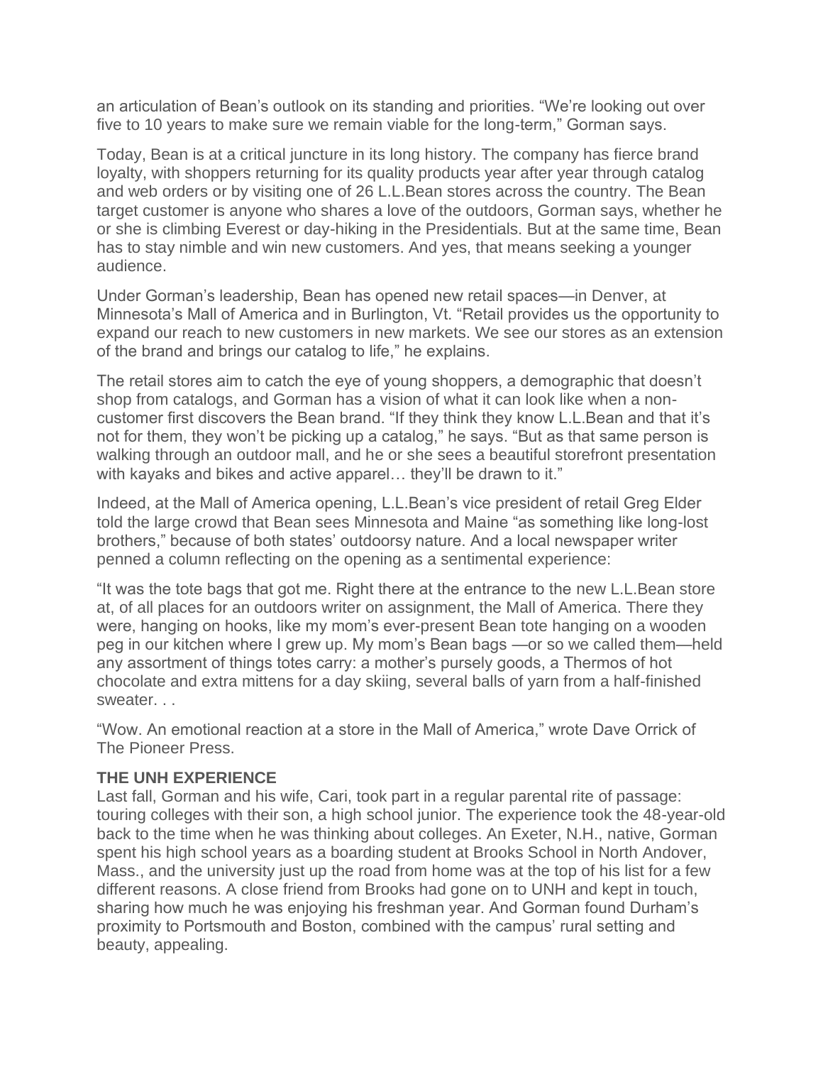an articulation of Bean's outlook on its standing and priorities. "We're looking out over five to 10 years to make sure we remain viable for the long-term," Gorman says.

Today, Bean is at a critical juncture in its long history. The company has fierce brand loyalty, with shoppers returning for its quality products year after year through catalog and web orders or by visiting one of 26 L.L.Bean stores across the country. The Bean target customer is anyone who shares a love of the outdoors, Gorman says, whether he or she is climbing Everest or day-hiking in the Presidentials. But at the same time, Bean has to stay nimble and win new customers. And yes, that means seeking a younger audience.

Under Gorman's leadership, Bean has opened new retail spaces—in Denver, at Minnesota's Mall of America and in Burlington, Vt. "Retail provides us the opportunity to expand our reach to new customers in new markets. We see our stores as an extension of the brand and brings our catalog to life," he explains.

The retail stores aim to catch the eye of young shoppers, a demographic that doesn't shop from catalogs, and Gorman has a vision of what it can look like when a non-customer first discovers the Bean brand. "If they think they know L.L.Bean and that it's not for them, they won't be picking up a catalog," he says. "But as that same person is walking through an outdoor mall, and he or she sees a beautiful storefront presentation with kayaks and bikes and active apparel… they'll be drawn to it."

Indeed, at the Mall of America opening, L.L.Bean's vice president of retail Greg Elder told the large crowd that Bean sees Minnesota and Maine "as something like long-lost brothers," because of both states' outdoorsy nature. And a local newspaper writer penned a column reflecting on the opening as a sentimental experience:

"It was the tote bags that got me. Right there at the entrance to the new L.L.Bean store at, of all places for an outdoors writer on assignment, the Mall of America. There they were, hanging on hooks, like my mom's ever-present Bean tote hanging on a wooden peg in our kitchen where I grew up. My mom's Bean bags —or so we called them—held any assortment of things totes carry: a mother's pursely goods, a Thermos of hot chocolate and extra mittens for a day skiing, several balls of yarn from a half-finished sweater. . .

"Wow. An emotional reaction at a store in the Mall of America," wrote Dave Orrick of The Pioneer Press.

**THE UNH EXPERIENCE**

Last fall, Gorman and his wife, Cari, took part in a regular parental rite of passage: touring colleges with their son, a high school junior. The experience took the 48-year-old back to the time when he was thinking about colleges. An Exeter, N.H., native, Gorman spent his high school years as a boarding student at Brooks School in North Andover, Mass., and the university just up the road from home was at the top of his list for a few different reasons. A close friend from Brooks had gone on to UNH and kept in touch, sharing how much he was enjoying his freshman year. And Gorman found Durham's proximity to Portsmouth and Boston, combined with the campus' rural setting and beauty, appealing.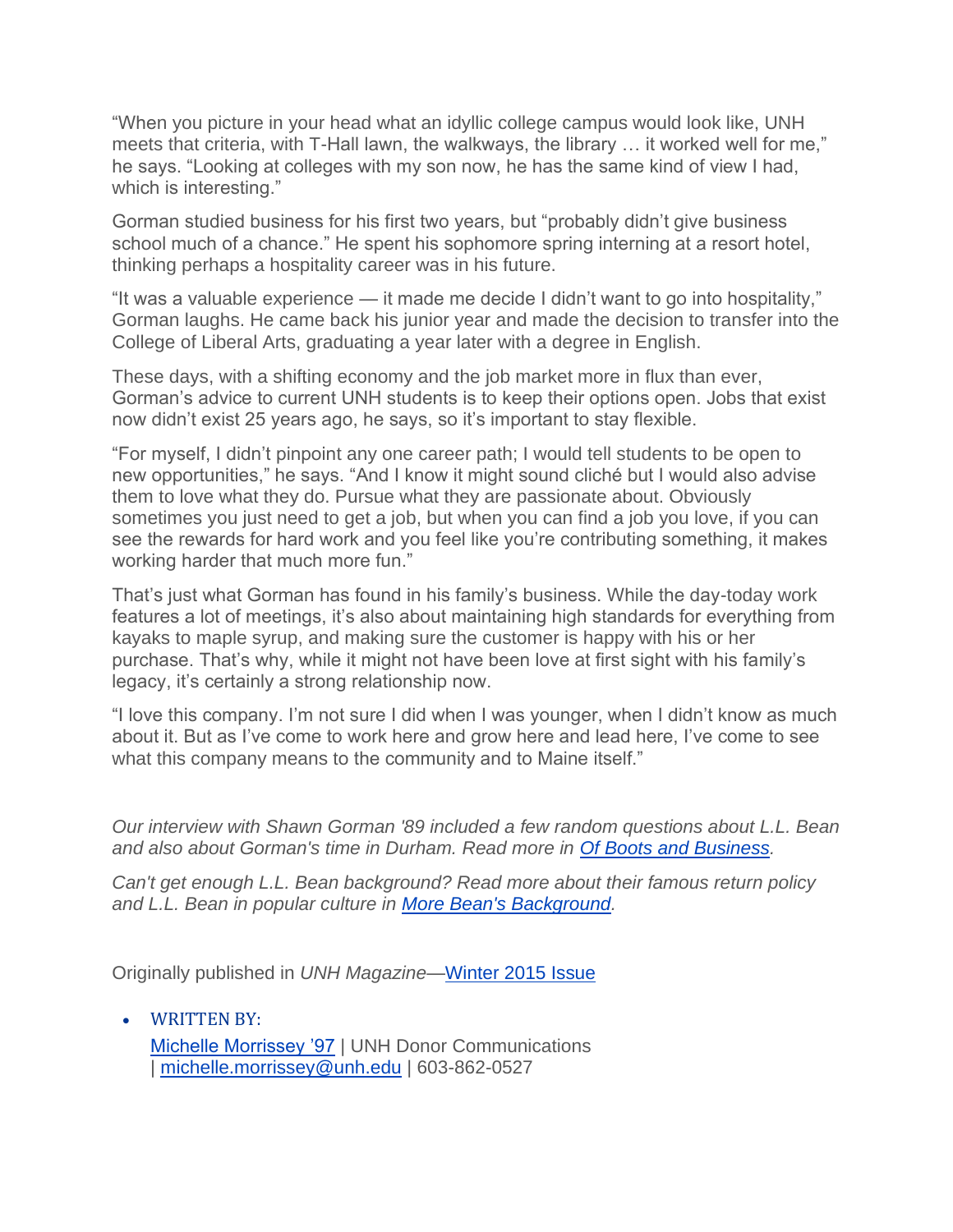"When you picture in your head what an idyllic college campus would look like, UNH meets that criteria, with T-Hall lawn, the walkways, the library … it worked well for me," he says. "Looking at colleges with my son now, he has the same kind of view I had, which is interesting."

Gorman studied business for his first two years, but "probably didn't give business school much of a chance." He spent his sophomore spring interning at a resort hotel, thinking perhaps a hospitality career was in his future.

"It was a valuable experience — it made me decide I didn't want to go into hospitality," Gorman laughs. He came back his junior year and made the decision to transfer into the College of Liberal Arts, graduating a year later with a degree in English.

These days, with a shifting economy and the job market more in flux than ever, Gorman's advice to current UNH students is to keep their options open. Jobs that exist now didn't exist 25 years ago, he says, so it's important to stay flexible.

"For myself, I didn't pinpoint any one career path; I would tell students to be open to new opportunities," he says. "And I know it might sound cliché but I would also advise them to love what they do. Pursue what they are passionate about. Obviously sometimes you just need to get a job, but when you can find a job you love, if you can see the rewards for hard work and you feel like you're contributing something, it makes working harder that much more fun."

That's just what Gorman has found in his family's business. While the day-today work features a lot of meetings, it's also about maintaining high standards for everything from kayaks to maple syrup, and making sure the customer is happy with his or her purchase. That's why, while it might not have been love at first sight with his family's legacy, it's certainly a strong relationship now.

"I love this company. I'm not sure I did when I was younger, when I didn't know as much about it. But as I've come to work here and grow here and lead here, I've come to see what this company means to the community and to Maine itself."

*Our interview with Shawn Gorman '89 included a few random questions about L.L. Bean and also about Gorman's time in Durham. Read more in [Of Boots and Business](#).*

*Can't get enough L.L. Bean background? Read more about their famous return policy and L.L. Bean in popular culture in [More Bean's Background](#).*

Originally published in *UNH Magazine*—[Winter 2015 Issue](#)

- WRITTEN BY:

  [Michelle Morrissey '97](#) | UNH Donor Communications | [michelle.morrissey@unh.edu](mailto:michelle.morrissey@unh.edu) | 603-862-0527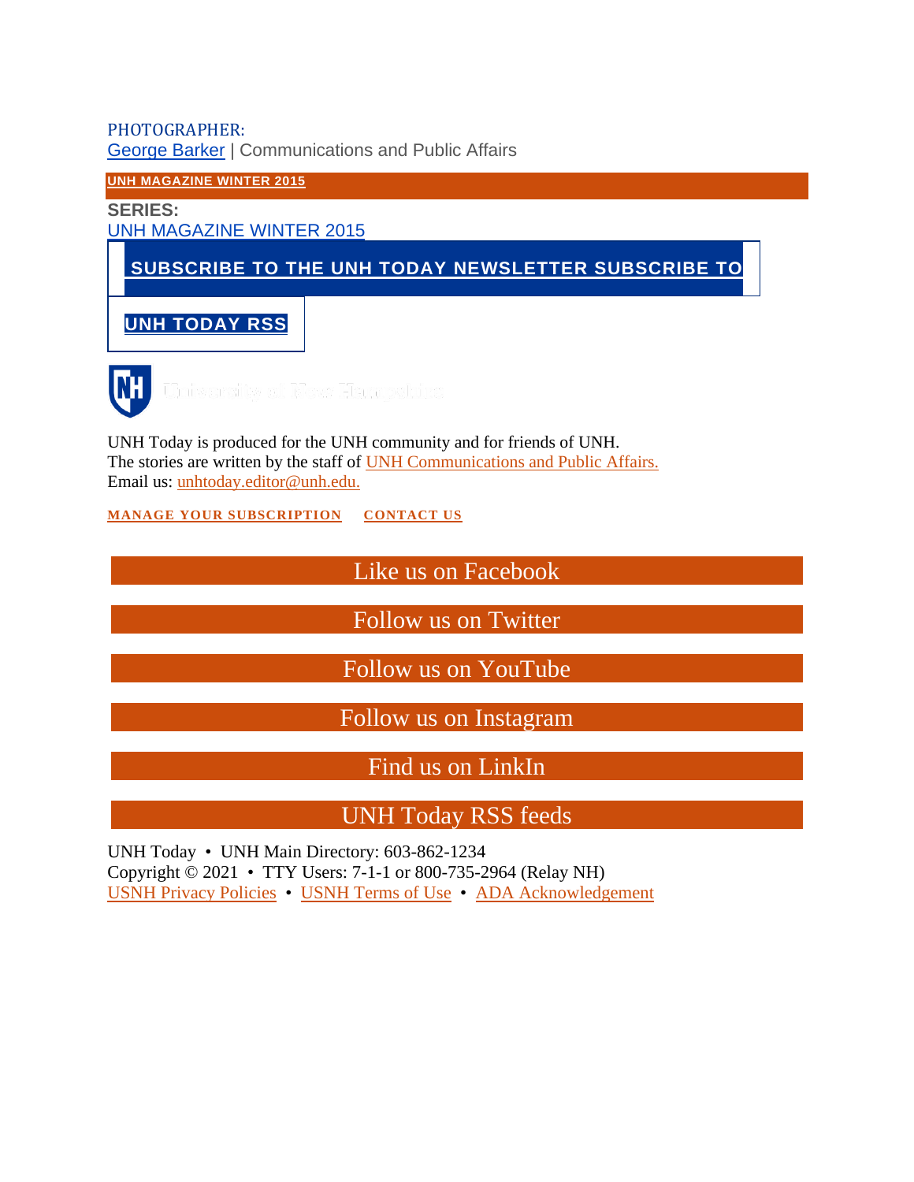PHOTOGRAPHER:
George Barker | Communications and Public Affairs

**UNH MAGAZINE WINTER 2015**

**SERIES:**
UNH MAGAZINE WINTER 2015

**SUBSCRIBE TO THE UNH TODAY NEWSLETTER SUBSCRIBE TO**

**UNH TODAY RSS**

UNH Today is produced for the UNH community and for friends of UNH.
The stories are written by the staff of UNH Communications and Public Affairs.
Email us: unhtoday.editor@unh.edu.

**MANAGE YOUR SUBSCRIPTION** **CONTACT US**

Like us on Facebook

Follow us on Twitter

Follow us on YouTube

Follow us on Instagram

Find us on LinkIn

UNH Today RSS feeds

UNH Today • UNH Main Directory: 603-862-1234
Copyright © 2021 • TTY Users: 7-1-1 or 800-735-2964 (Relay NH)
USNH Privacy Policies • USNH Terms of Use • ADA Acknowledgement